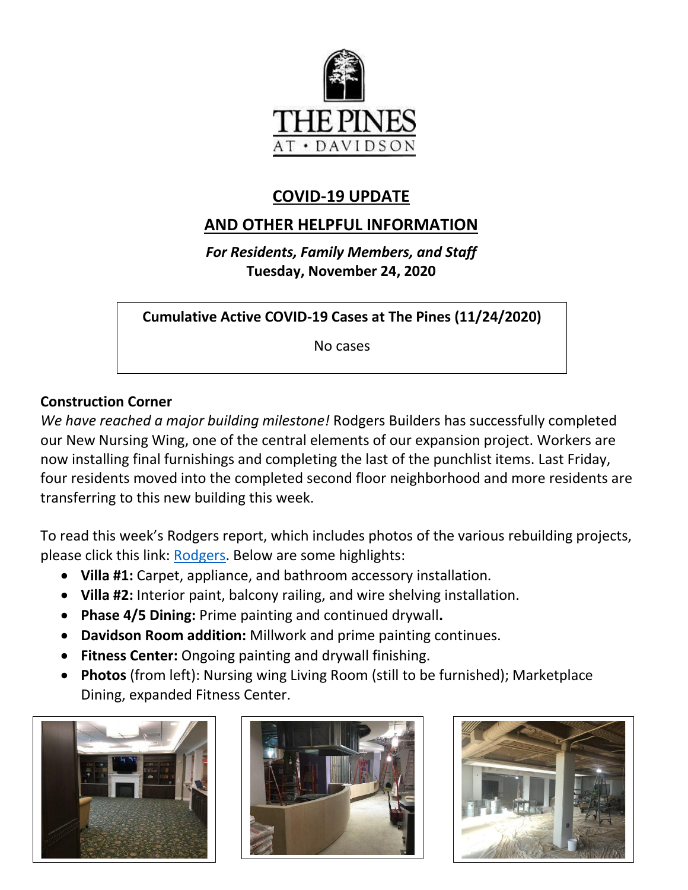THE PINES

AT • DAVIDSON

# COVID-19 UPDATE

# AND OTHER HELPFUL INFORMATION

*For Residents, Family Members, and Staff*

**Tuesday, November 24, 2020**

| **Cumulative Active COVID-19 Cases at The Pines (11/24/2020)** |
| --- |
| No cases |

**Construction Corner**

*We have reached a major building milestone!* Rodgers Builders has successfully completed our New Nursing Wing, one of the central elements of our expansion project. Workers are now installing final furnishings and completing the last of the punchlist items. Last Friday, four residents moved into the completed second floor neighborhood and more residents are transferring to this new building this week.

To read this week's Rodgers report, which includes photos of the various rebuilding projects, please click this link: [Rodgers](). Below are some highlights:

- **Villa #1:** Carpet, appliance, and bathroom accessory installation.
- **Villa #2:** Interior paint, balcony railing, and wire shelving installation.
- **Phase 4/5 Dining:** Prime painting and continued drywall**.**
- **Davidson Room addition:** Millwork and prime painting continues.
- **Fitness Center:** Ongoing painting and drywall finishing.
- **Photos** (from left): Nursing wing Living Room (still to be furnished); Marketplace Dining, expanded Fitness Center.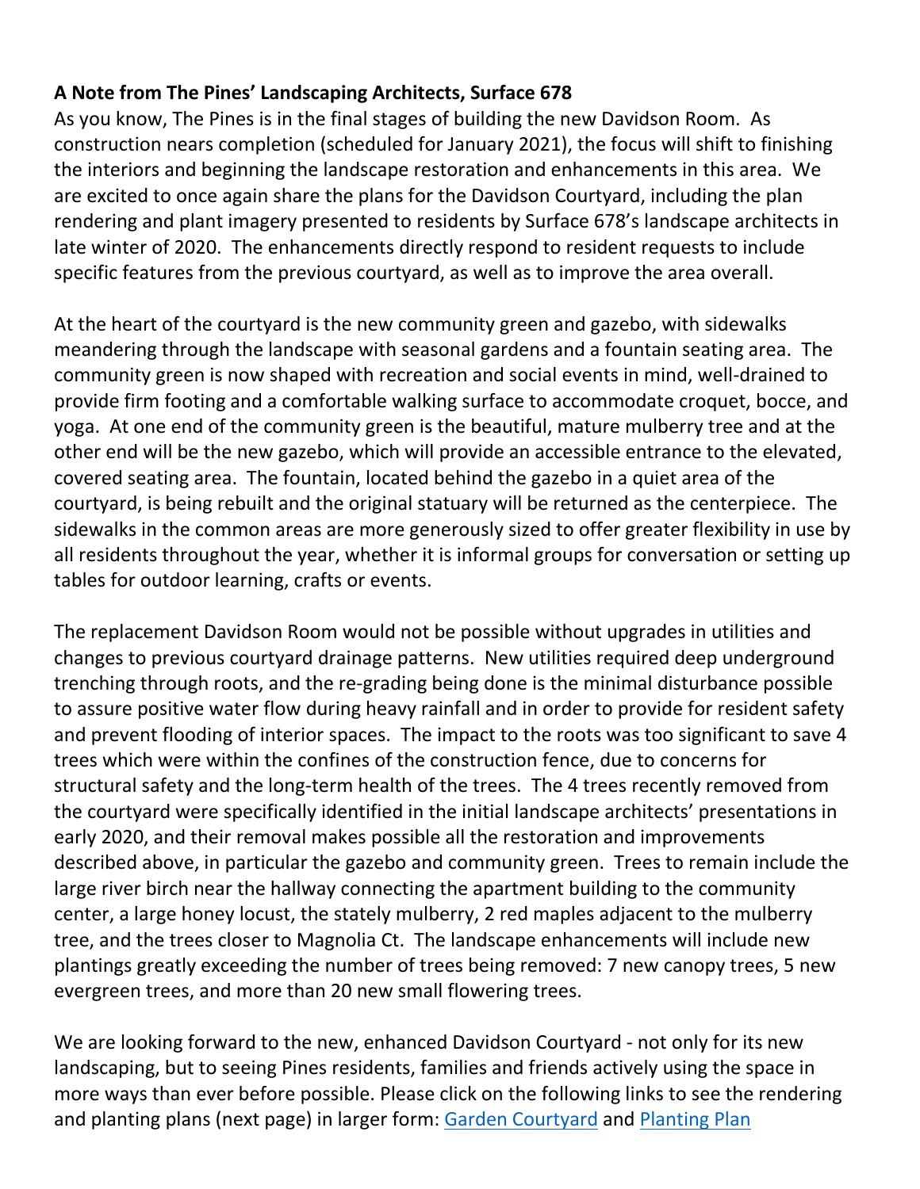**A Note from The Pines' Landscaping Architects, Surface 678**

As you know, The Pines is in the final stages of building the new Davidson Room. As construction nears completion (scheduled for January 2021), the focus will shift to finishing the interiors and beginning the landscape restoration and enhancements in this area. We are excited to once again share the plans for the Davidson Courtyard, including the plan rendering and plant imagery presented to residents by Surface 678's landscape architects in late winter of 2020. The enhancements directly respond to resident requests to include specific features from the previous courtyard, as well as to improve the area overall.

At the heart of the courtyard is the new community green and gazebo, with sidewalks meandering through the landscape with seasonal gardens and a fountain seating area. The community green is now shaped with recreation and social events in mind, well-drained to provide firm footing and a comfortable walking surface to accommodate croquet, bocce, and yoga. At one end of the community green is the beautiful, mature mulberry tree and at the other end will be the new gazebo, which will provide an accessible entrance to the elevated, covered seating area. The fountain, located behind the gazebo in a quiet area of the courtyard, is being rebuilt and the original statuary will be returned as the centerpiece. The sidewalks in the common areas are more generously sized to offer greater flexibility in use by all residents throughout the year, whether it is informal groups for conversation or setting up tables for outdoor learning, crafts or events.

The replacement Davidson Room would not be possible without upgrades in utilities and changes to previous courtyard drainage patterns. New utilities required deep underground trenching through roots, and the re-grading being done is the minimal disturbance possible to assure positive water flow during heavy rainfall and in order to provide for resident safety and prevent flooding of interior spaces. The impact to the roots was too significant to save 4 trees which were within the confines of the construction fence, due to concerns for structural safety and the long-term health of the trees. The 4 trees recently removed from the courtyard were specifically identified in the initial landscape architects' presentations in early 2020, and their removal makes possible all the restoration and improvements described above, in particular the gazebo and community green. Trees to remain include the large river birch near the hallway connecting the apartment building to the community center, a large honey locust, the stately mulberry, 2 red maples adjacent to the mulberry tree, and the trees closer to Magnolia Ct. The landscape enhancements will include new plantings greatly exceeding the number of trees being removed: 7 new canopy trees, 5 new evergreen trees, and more than 20 new small flowering trees.

We are looking forward to the new, enhanced Davidson Courtyard - not only for its new landscaping, but to seeing Pines residents, families and friends actively using the space in more ways than ever before possible. Please click on the following links to see the rendering and planting plans (next page) in larger form: Garden Courtyard and Planting Plan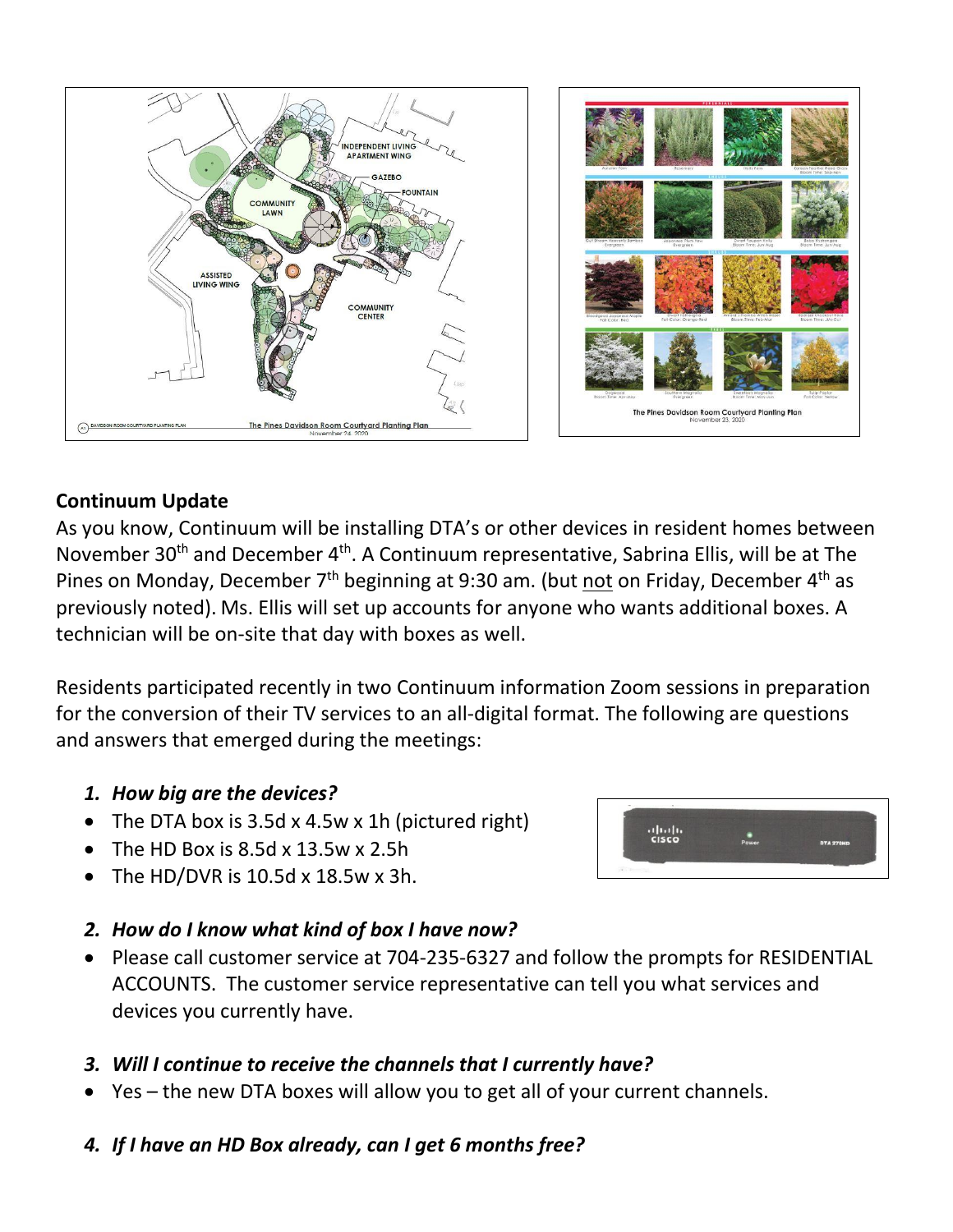## Continuum Update

As you know, Continuum will be installing DTA's or other devices in resident homes between November 30th and December 4th. A Continuum representative, Sabrina Ellis, will be at The Pines on Monday, December 7th beginning at 9:30 am. (but not on Friday, December 4th as previously noted). Ms. Ellis will set up accounts for anyone who wants additional boxes. A technician will be on-site that day with boxes as well.

Residents participated recently in two Continuum information Zoom sessions in preparation for the conversion of their TV services to an all-digital format. The following are questions and answers that emerged during the meetings:

1. ***How big are the devices?***
   - The DTA box is 3.5d x 4.5w x 1h (pictured right)
   - The HD Box is 8.5d x 13.5w x 2.5h
   - The HD/DVR is 10.5d x 18.5w x 3h.

2. ***How do I know what kind of box I have now?***
   - Please call customer service at 704-235-6327 and follow the prompts for RESIDENTIAL ACCOUNTS. The customer service representative can tell you what services and devices you currently have.

3. ***Will I continue to receive the channels that I currently have?***
   - Yes – the new DTA boxes will allow you to get all of your current channels.

4. ***If I have an HD Box already, can I get 6 months free?***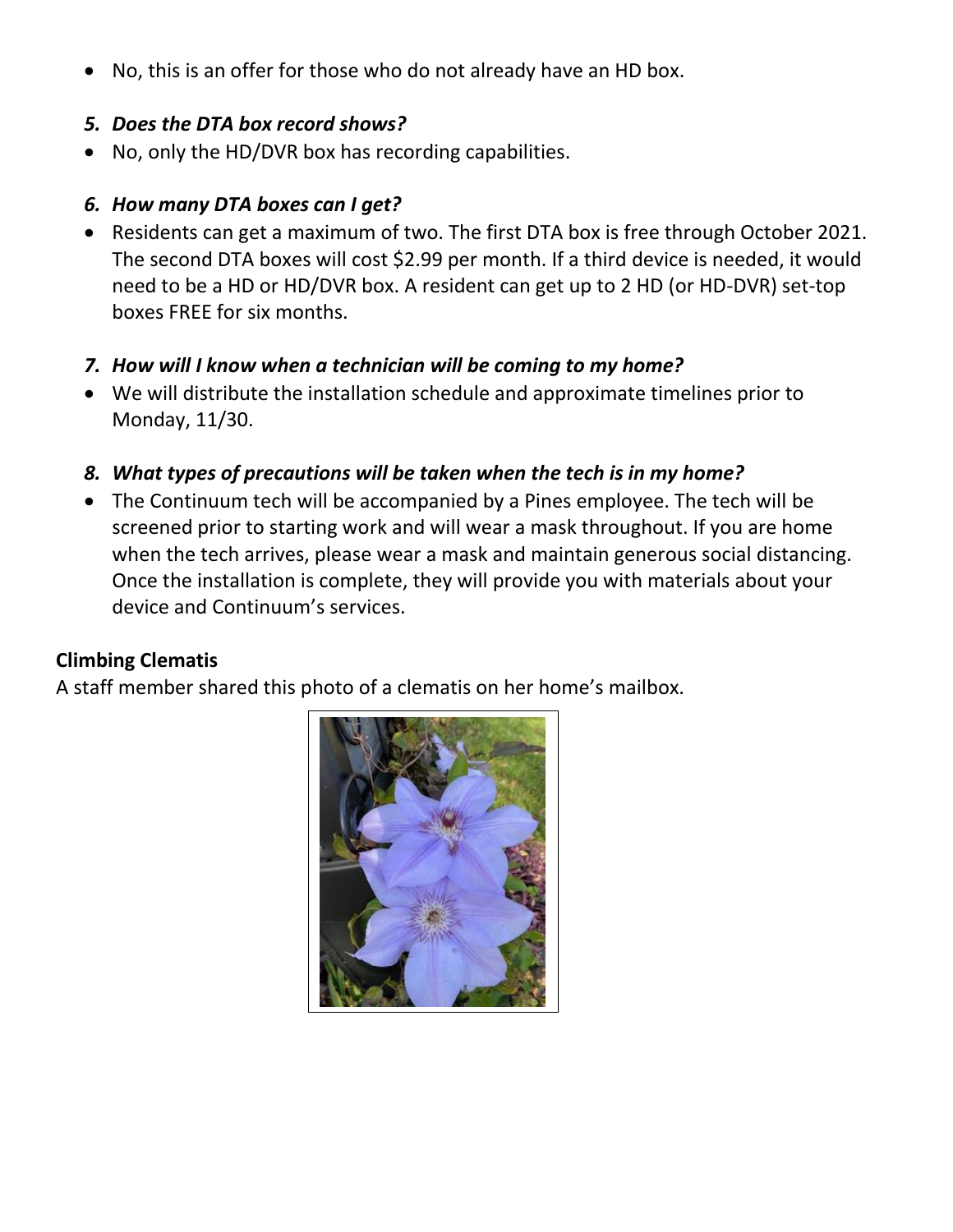- No, this is an offer for those who do not already have an HD box.

5. ***Does the DTA box record shows?***

- No, only the HD/DVR box has recording capabilities.

6. ***How many DTA boxes can I get?***

- Residents can get a maximum of two. The first DTA box is free through October 2021. The second DTA boxes will cost $2.99 per month. If a third device is needed, it would need to be a HD or HD/DVR box. A resident can get up to 2 HD (or HD-DVR) set-top boxes FREE for six months.

7. ***How will I know when a technician will be coming to my home?***

- We will distribute the installation schedule and approximate timelines prior to Monday, 11/30.

8. ***What types of precautions will be taken when the tech is in my home?***

- The Continuum tech will be accompanied by a Pines employee. The tech will be screened prior to starting work and will wear a mask throughout. If you are home when the tech arrives, please wear a mask and maintain generous social distancing. Once the installation is complete, they will provide you with materials about your device and Continuum's services.

**Climbing Clematis**

A staff member shared this photo of a clematis on her home's mailbox.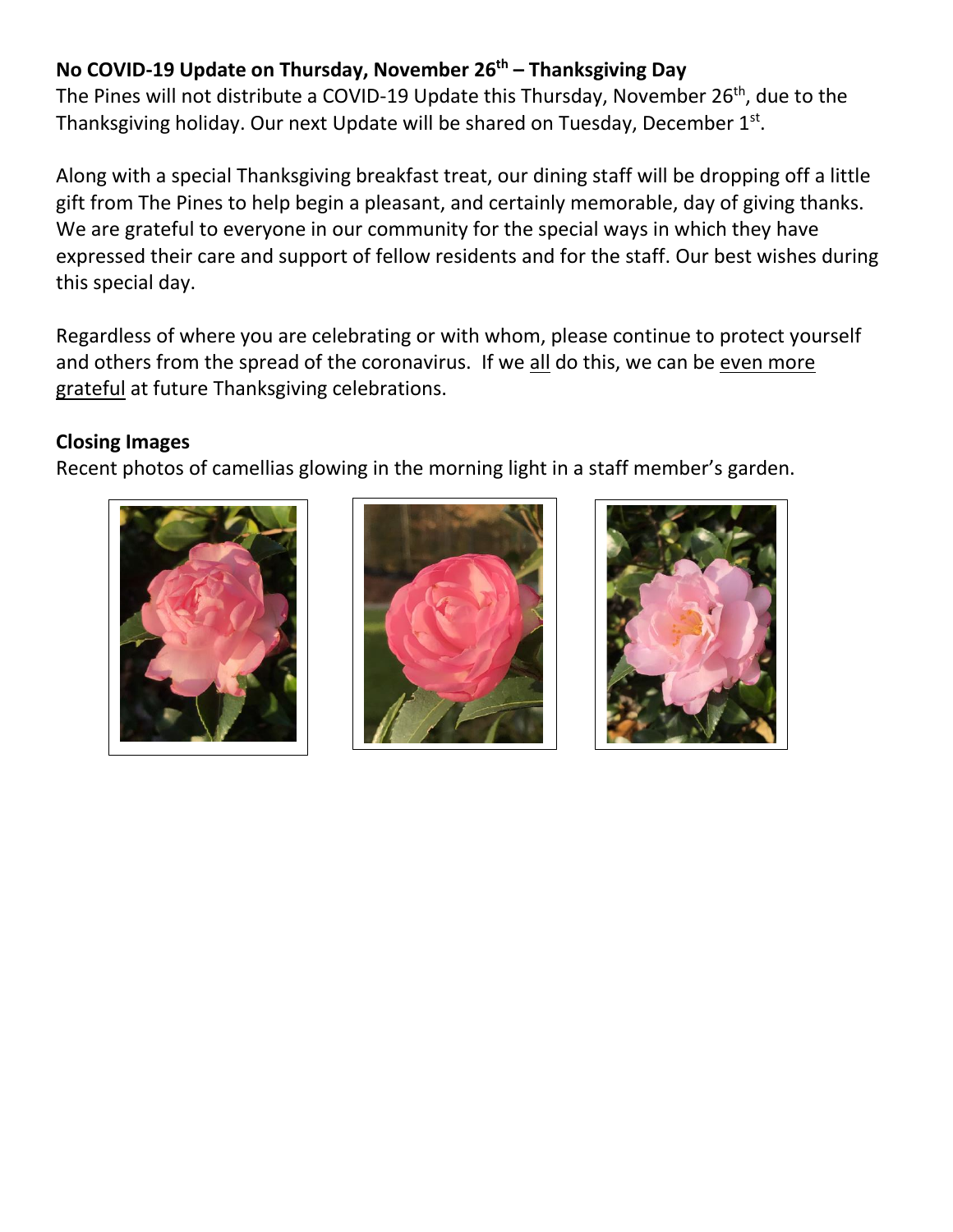**No COVID-19 Update on Thursday, November 26th – Thanksgiving Day**

The Pines will not distribute a COVID-19 Update this Thursday, November 26th, due to the Thanksgiving holiday. Our next Update will be shared on Tuesday, December 1st.

Along with a special Thanksgiving breakfast treat, our dining staff will be dropping off a little gift from The Pines to help begin a pleasant, and certainly memorable, day of giving thanks. We are grateful to everyone in our community for the special ways in which they have expressed their care and support of fellow residents and for the staff. Our best wishes during this special day.

Regardless of where you are celebrating or with whom, please continue to protect yourself and others from the spread of the coronavirus. If we all do this, we can be even more grateful at future Thanksgiving celebrations.

**Closing Images**

Recent photos of camellias glowing in the morning light in a staff member's garden.